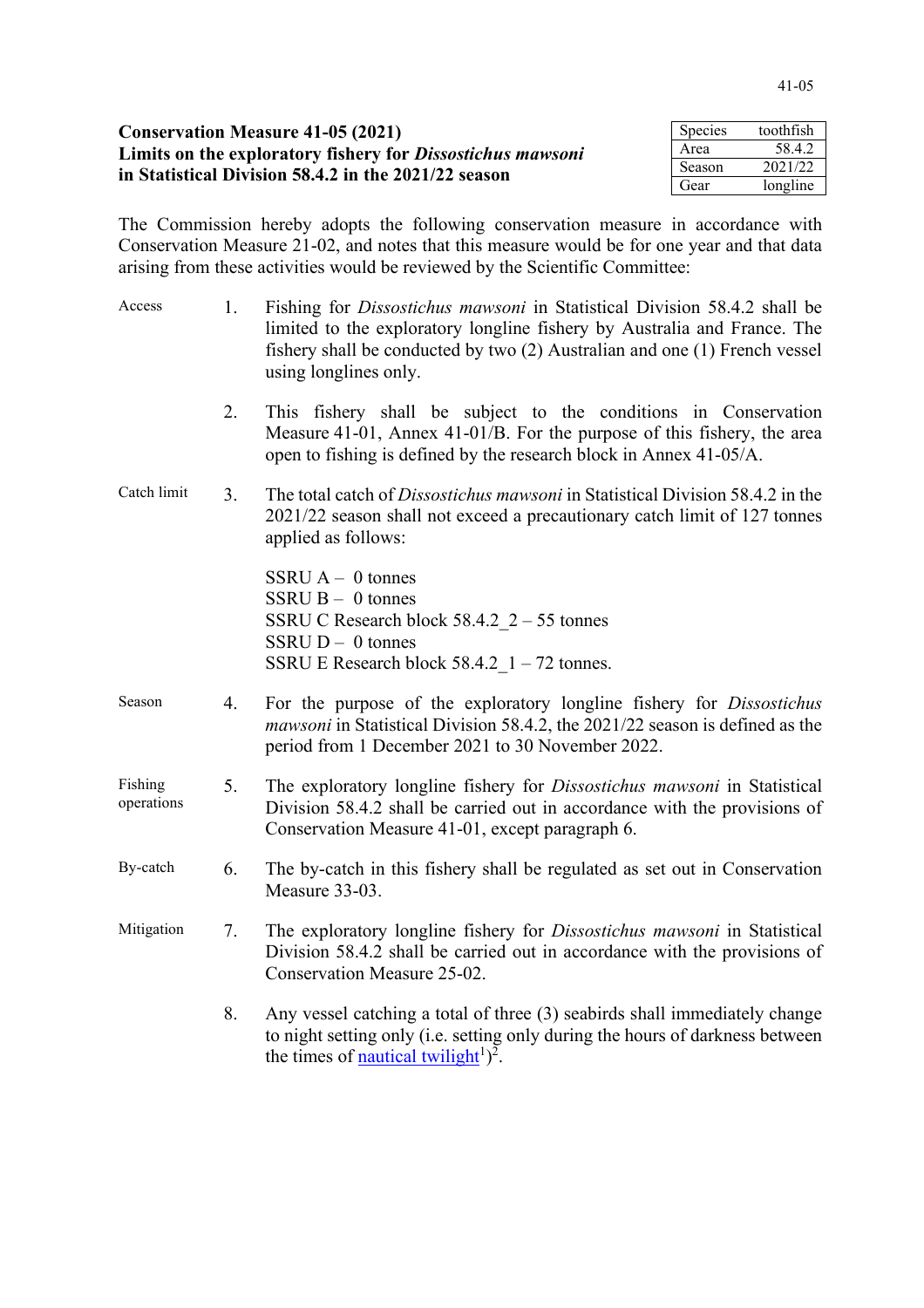**Conservation Measure 41-05 (2021)**
**Limits on the exploratory fishery for *Dissostichus mawsoni* in Statistical Division 58.4.2 in the 2021/22 season**

| Species | toothfish |
|---|---|
| Area | 58.4.2 |
| Season | 2021/22 |
| Gear | longline |

The Commission hereby adopts the following conservation measure in accordance with Conservation Measure 21-02, and notes that this measure would be for one year and that data arising from these activities would be reviewed by the Scientific Committee:

Access

1. Fishing for *Dissostichus mawsoni* in Statistical Division 58.4.2 shall be limited to the exploratory longline fishery by Australia and France. The fishery shall be conducted by two (2) Australian and one (1) French vessel using longlines only.

2. This fishery shall be subject to the conditions in Conservation Measure 41-01, Annex 41-01/B. For the purpose of this fishery, the area open to fishing is defined by the research block in Annex 41-05/A.

Catch limit

3. The total catch of *Dissostichus mawsoni* in Statistical Division 58.4.2 in the 2021/22 season shall not exceed a precautionary catch limit of 127 tonnes applied as follows:

   SSRU A – 0 tonnes
   SSRU B – 0 tonnes
   SSRU C Research block 58.4.2_2 – 55 tonnes
   SSRU D – 0 tonnes
   SSRU E Research block 58.4.2_1 – 72 tonnes.

Season

4. For the purpose of the exploratory longline fishery for *Dissostichus mawsoni* in Statistical Division 58.4.2, the 2021/22 season is defined as the period from 1 December 2021 to 30 November 2022.

Fishing operations

5. The exploratory longline fishery for *Dissostichus mawsoni* in Statistical Division 58.4.2 shall be carried out in accordance with the provisions of Conservation Measure 41-01, except paragraph 6.

By-catch

6. The by-catch in this fishery shall be regulated as set out in Conservation Measure 33-03.

Mitigation

7. The exploratory longline fishery for *Dissostichus mawsoni* in Statistical Division 58.4.2 shall be carried out in accordance with the provisions of Conservation Measure 25-02.

8. Any vessel catching a total of three (3) seabirds shall immediately change to night setting only (i.e. setting only during the hours of darkness between the times of nautical twilight[1])[2].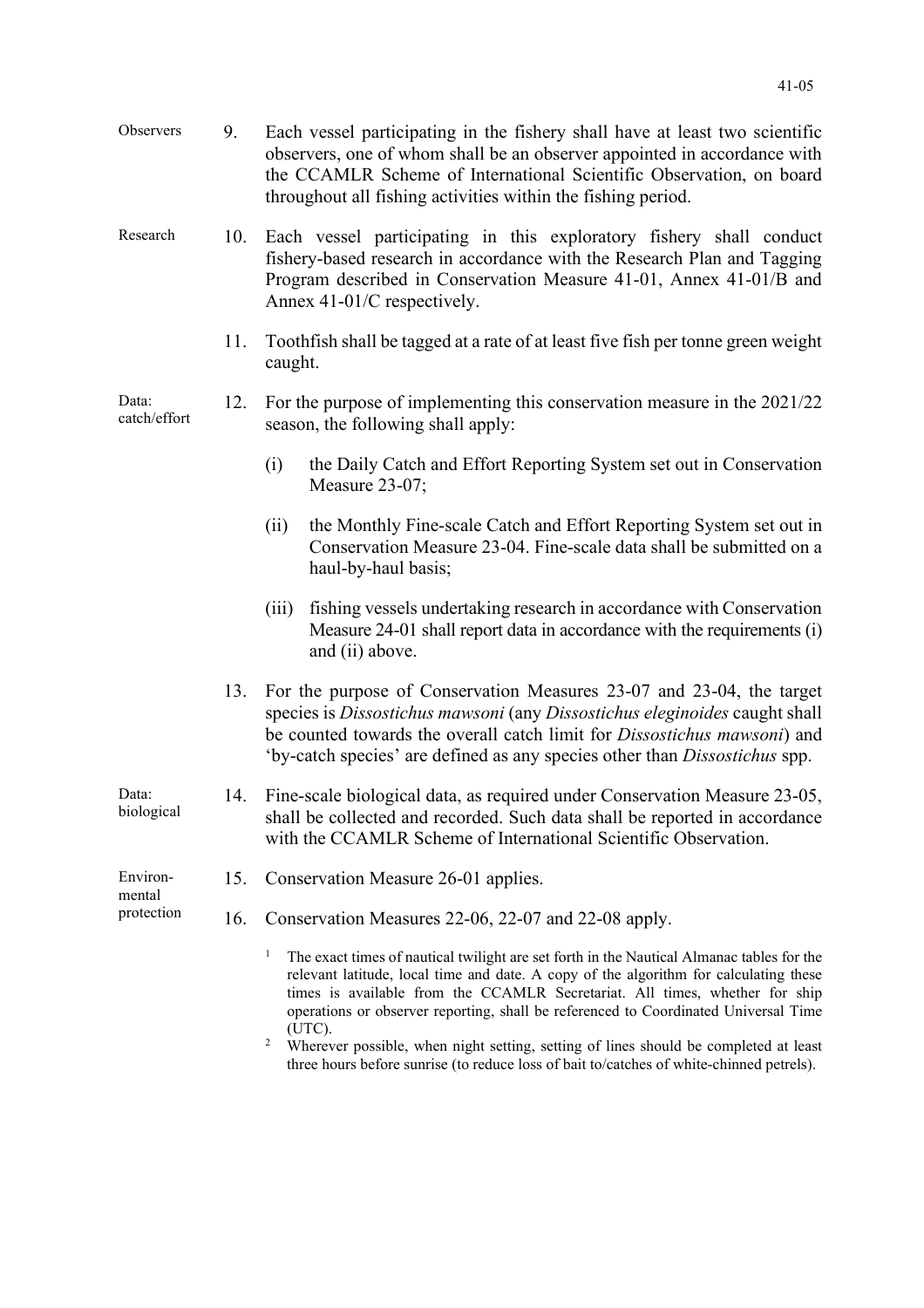Observers

9. Each vessel participating in the fishery shall have at least two scientific observers, one of whom shall be an observer appointed in accordance with the CCAMLR Scheme of International Scientific Observation, on board throughout all fishing activities within the fishing period.

Research

10. Each vessel participating in this exploratory fishery shall conduct fishery-based research in accordance with the Research Plan and Tagging Program described in Conservation Measure 41-01, Annex 41-01/B and Annex 41-01/C respectively.

11. Toothfish shall be tagged at a rate of at least five fish per tonne green weight caught.

Data: catch/effort

12. For the purpose of implementing this conservation measure in the 2021/22 season, the following shall apply:

    (i) the Daily Catch and Effort Reporting System set out in Conservation Measure 23-07;

    (ii) the Monthly Fine-scale Catch and Effort Reporting System set out in Conservation Measure 23-04. Fine-scale data shall be submitted on a haul-by-haul basis;

    (iii) fishing vessels undertaking research in accordance with Conservation Measure 24-01 shall report data in accordance with the requirements (i) and (ii) above.

13. For the purpose of Conservation Measures 23-07 and 23-04, the target species is *Dissostichus mawsoni* (any *Dissostichus eleginoides* caught shall be counted towards the overall catch limit for *Dissostichus mawsoni*) and 'by-catch species' are defined as any species other than *Dissostichus* spp.

Data: biological

14. Fine-scale biological data, as required under Conservation Measure 23-05, shall be collected and recorded. Such data shall be reported in accordance with the CCAMLR Scheme of International Scientific Observation.

Environmental protection

15. Conservation Measure 26-01 applies.

16. Conservation Measures 22-06, 22-07 and 22-08 apply.

[1] The exact times of nautical twilight are set forth in the Nautical Almanac tables for the relevant latitude, local time and date. A copy of the algorithm for calculating these times is available from the CCAMLR Secretariat. All times, whether for ship operations or observer reporting, shall be referenced to Coordinated Universal Time (UTC).

[2] Wherever possible, when night setting, setting of lines should be completed at least three hours before sunrise (to reduce loss of bait to/catches of white-chinned petrels).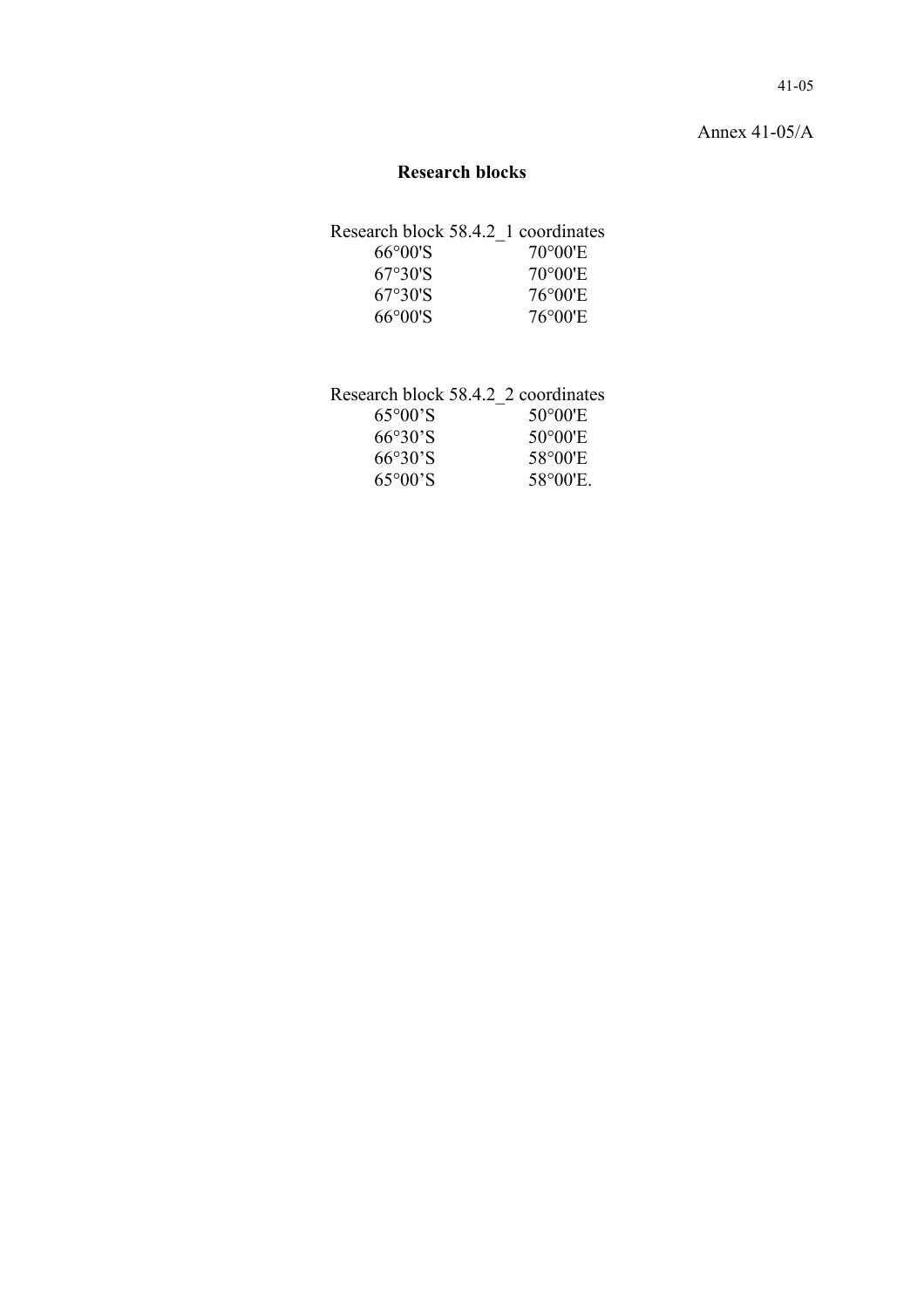Annex 41-05/A

## Research blocks

Research block 58.4.2_1 coordinates

| | |
|---|---|
| 66°00'S | 70°00'E |
| 67°30'S | 70°00'E |
| 67°30'S | 76°00'E |
| 66°00'S | 76°00'E |

Research block 58.4.2_2 coordinates

| | |
|---|---|
| 65°00’S | 50°00'E |
| 66°30’S | 50°00'E |
| 66°30’S | 58°00'E |
| 65°00’S | 58°00'E. |